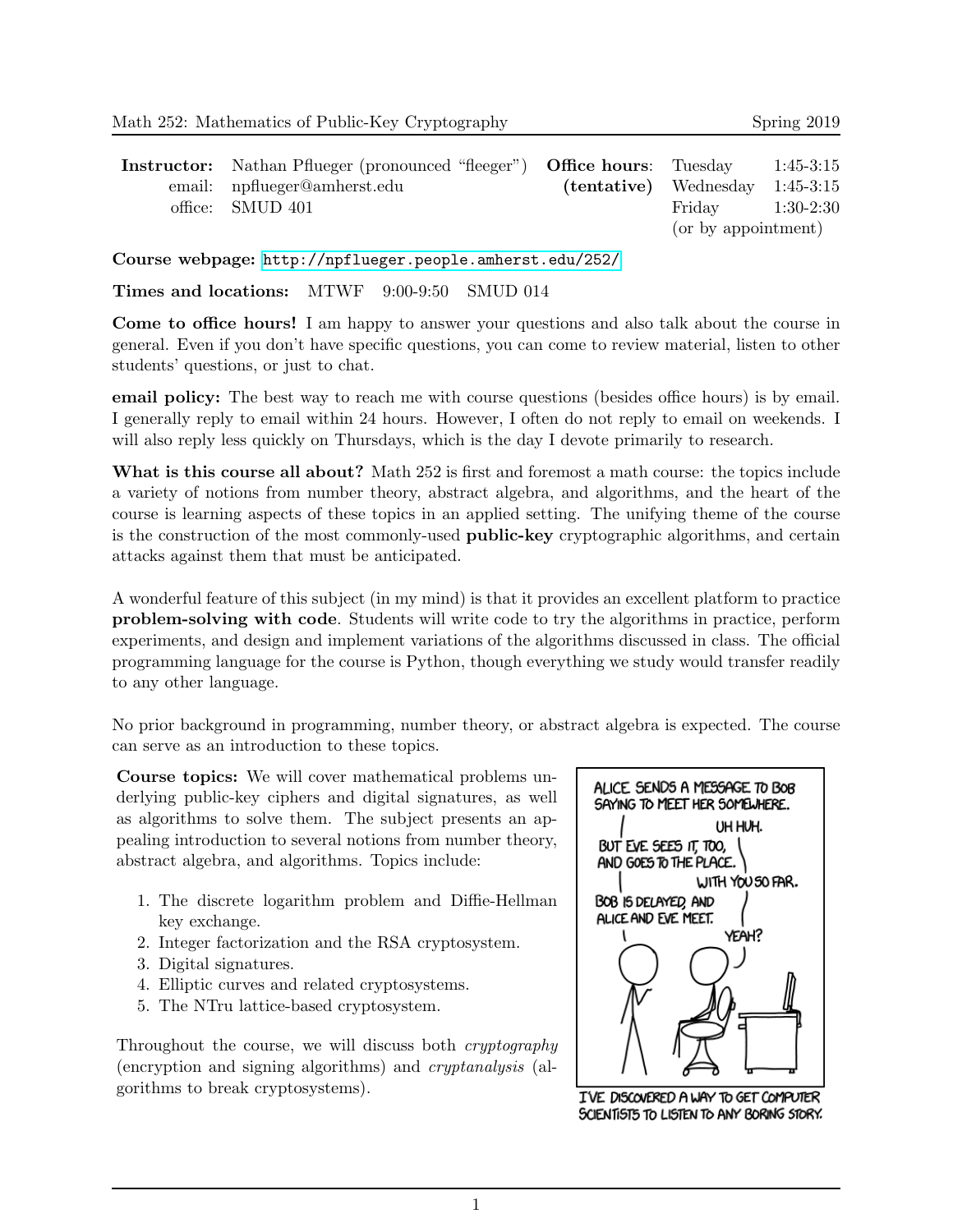# Math 252: Mathematics of Public-Key Cryptography

Spring 2019

| | | | | |
|---|---|---|---|---|
| **Instructor:** | Nathan Pflueger (pronounced "fleeger") | **Office hours**: | Tuesday | 1:45-3:15 |
| email: | npflueger@amherst.edu | **(tentative)** | Wednesday | 1:45-3:15 |
| office: | SMUD 401 | | Friday | 1:30-2:30 |
| | | | (or by appointment) | |

**Course webpage:** http://npflueger.people.amherst.edu/252/

**Times and locations:** MTWF 9:00-9:50 SMUD 014

**Come to office hours!** I am happy to answer your questions and also talk about the course in general. Even if you don't have specific questions, you can come to review material, listen to other students' questions, or just to chat.

**email policy:** The best way to reach me with course questions (besides office hours) is by email. I generally reply to email within 24 hours. However, I often do not reply to email on weekends. I will also reply less quickly on Thursdays, which is the day I devote primarily to research.

**What is this course all about?** Math 252 is first and foremost a math course: the topics include a variety of notions from number theory, abstract algebra, and algorithms, and the heart of the course is learning aspects of these topics in an applied setting. The unifying theme of the course is the construction of the most commonly-used **public-key** cryptographic algorithms, and certain attacks against them that must be anticipated.

A wonderful feature of this subject (in my mind) is that it provides an excellent platform to practice **problem-solving with code**. Students will write code to try the algorithms in practice, perform experiments, and design and implement variations of the algorithms discussed in class. The official programming language for the course is Python, though everything we study would transfer readily to any other language.

No prior background in programming, number theory, or abstract algebra is expected. The course can serve as an introduction to these topics.

**Course topics:** We will cover mathematical problems underlying public-key ciphers and digital signatures, as well as algorithms to solve them. The subject presents an appealing introduction to several notions from number theory, abstract algebra, and algorithms. Topics include:

1. The discrete logarithm problem and Diffie-Hellman key exchange.
2. Integer factorization and the RSA cryptosystem.
3. Digital signatures.
4. Elliptic curves and related cryptosystems.
5. The NTru lattice-based cryptosystem.

Throughout the course, we will discuss both *cryptography* (encryption and signing algorithms) and *cryptanalysis* (algorithms to break cryptosystems).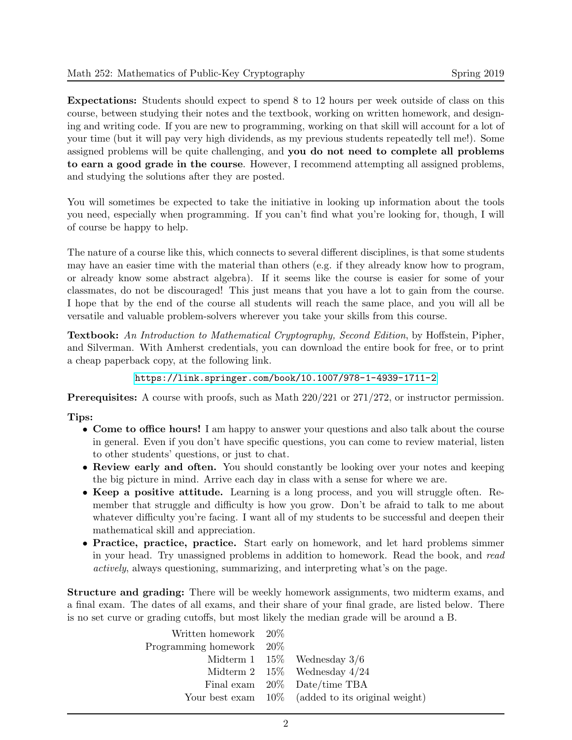**Expectations:** Students should expect to spend 8 to 12 hours per week outside of class on this course, between studying their notes and the textbook, working on written homework, and designing and writing code. If you are new to programming, working on that skill will account for a lot of your time (but it will pay very high dividends, as my previous students repeatedly tell me!). Some assigned problems will be quite challenging, and **you do not need to complete all problems to earn a good grade in the course**. However, I recommend attempting all assigned problems, and studying the solutions after they are posted.

You will sometimes be expected to take the initiative in looking up information about the tools you need, especially when programming. If you can't find what you're looking for, though, I will of course be happy to help.

The nature of a course like this, which connects to several different disciplines, is that some students may have an easier time with the material than others (e.g. if they already know how to program, or already know some abstract algebra). If it seems like the course is easier for some of your classmates, do not be discouraged! This just means that you have a lot to gain from the course. I hope that by the end of the course all students will reach the same place, and you will all be versatile and valuable problem-solvers wherever you take your skills from this course.

**Textbook:** *An Introduction to Mathematical Cryptography, Second Edition*, by Hoffstein, Pipher, and Silverman. With Amherst credentials, you can download the entire book for free, or to print a cheap paperback copy, at the following link.

https://link.springer.com/book/10.1007/978-1-4939-1711-2

**Prerequisites:** A course with proofs, such as Math 220/221 or 271/272, or instructor permission.

**Tips:**

- **Come to office hours!** I am happy to answer your questions and also talk about the course in general. Even if you don't have specific questions, you can come to review material, listen to other students' questions, or just to chat.
- **Review early and often.** You should constantly be looking over your notes and keeping the big picture in mind. Arrive each day in class with a sense for where we are.
- **Keep a positive attitude.** Learning is a long process, and you will struggle often. Remember that struggle and difficulty is how you grow. Don't be afraid to talk to me about whatever difficulty you're facing. I want all of my students to be successful and deepen their mathematical skill and appreciation.
- **Practice, practice, practice.** Start early on homework, and let hard problems simmer in your head. Try unassigned problems in addition to homework. Read the book, and *read actively*, always questioning, summarizing, and interpreting what's on the page.

**Structure and grading:** There will be weekly homework assignments, two midterm exams, and a final exam. The dates of all exams, and their share of your final grade, are listed below. There is no set curve or grading cutoffs, but most likely the median grade will be around a B.

| | | |
|---|---|---|
| Written homework | 20% | |
| Programming homework | 20% | |
| Midterm 1 | 15% | Wednesday 3/6 |
| Midterm 2 | 15% | Wednesday 4/24 |
| Final exam | 20% | Date/time TBA |
| Your best exam | 10% | (added to its original weight) |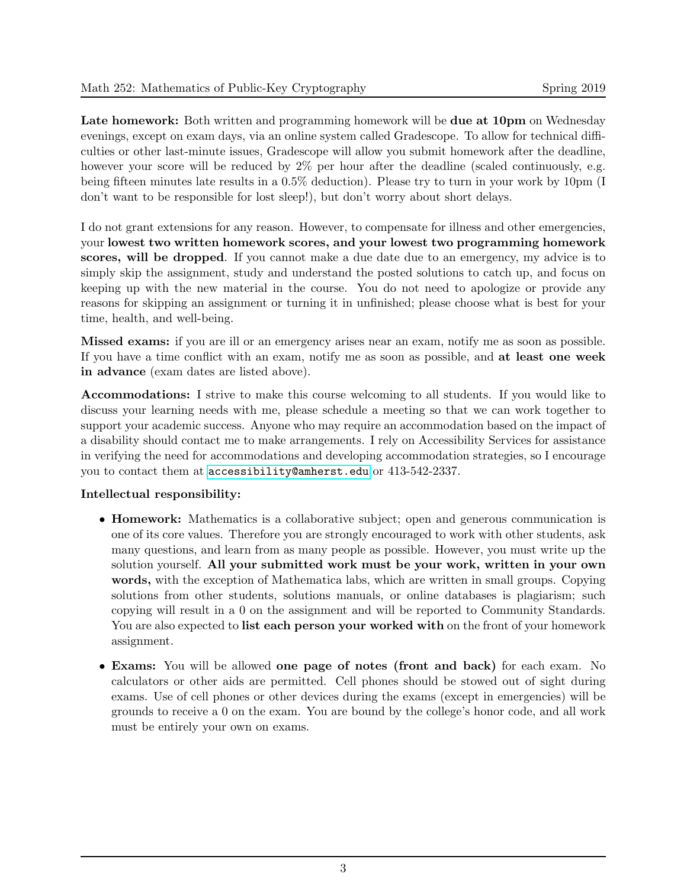**Late homework:** Both written and programming homework will be **due at 10pm** on Wednesday evenings, except on exam days, via an online system called Gradescope. To allow for technical difficulties or other last-minute issues, Gradescope will allow you submit homework after the deadline, however your score will be reduced by 2% per hour after the deadline (scaled continuously, e.g. being fifteen minutes late results in a 0.5% deduction). Please try to turn in your work by 10pm (I don't want to be responsible for lost sleep!), but don't worry about short delays.

I do not grant extensions for any reason. However, to compensate for illness and other emergencies, your **lowest two written homework scores, and your lowest two programming homework scores, will be dropped**. If you cannot make a due date due to an emergency, my advice is to simply skip the assignment, study and understand the posted solutions to catch up, and focus on keeping up with the new material in the course. You do not need to apologize or provide any reasons for skipping an assignment or turning it in unfinished; please choose what is best for your time, health, and well-being.

**Missed exams:** if you are ill or an emergency arises near an exam, notify me as soon as possible. If you have a time conflict with an exam, notify me as soon as possible, and **at least one week in advance** (exam dates are listed above).

**Accommodations:** I strive to make this course welcoming to all students. If you would like to discuss your learning needs with me, please schedule a meeting so that we can work together to support your academic success. Anyone who may require an accommodation based on the impact of a disability should contact me to make arrangements. I rely on Accessibility Services for assistance in verifying the need for accommodations and developing accommodation strategies, so I encourage you to contact them at `accessibility@amherst.edu` or 413-542-2337.

**Intellectual responsibility:**

- **Homework:** Mathematics is a collaborative subject; open and generous communication is one of its core values. Therefore you are strongly encouraged to work with other students, ask many questions, and learn from as many people as possible. However, you must write up the solution yourself. **All your submitted work must be your work, written in your own words,** with the exception of Mathematica labs, which are written in small groups. Copying solutions from other students, solutions manuals, or online databases is plagiarism; such copying will result in a 0 on the assignment and will be reported to Community Standards. You are also expected to **list each person your worked with** on the front of your homework assignment.
- **Exams:** You will be allowed **one page of notes (front and back)** for each exam. No calculators or other aids are permitted. Cell phones should be stowed out of sight during exams. Use of cell phones or other devices during the exams (except in emergencies) will be grounds to receive a 0 on the exam. You are bound by the college's honor code, and all work must be entirely your own on exams.